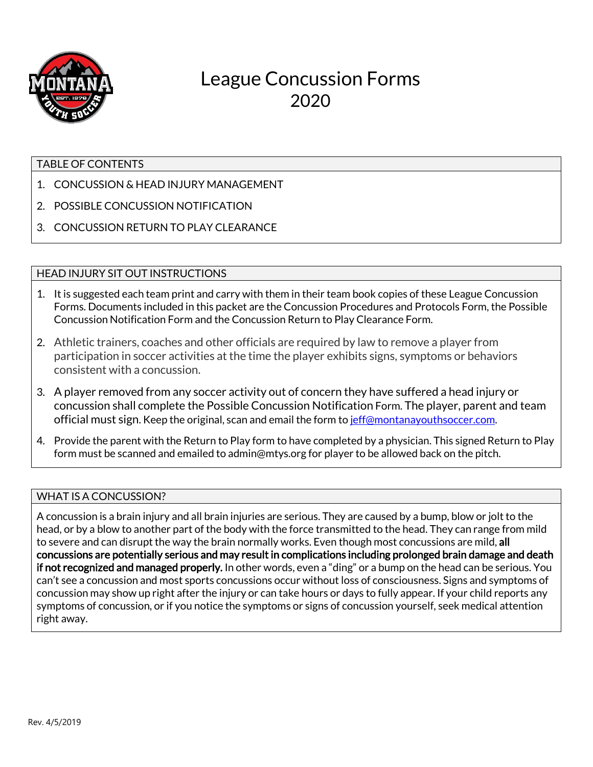# League Concussion Forms 2020

## TABLE OF CONTENTS

1. CONCUSSION & HEAD INJURY MANAGEMENT
2. POSSIBLE CONCUSSION NOTIFICATION
3. CONCUSSION RETURN TO PLAY CLEARANCE

## HEAD INJURY SIT OUT INSTRUCTIONS

1. It is suggested each team print and carry with them in their team book copies of these League Concussion Forms. Documents included in this packet are the Concussion Procedures and Protocols Form, the Possible Concussion Notification Form and the Concussion Return to Play Clearance Form.
2. Athletic trainers, coaches and other officials are required by law to remove a player from participation in soccer activities at the time the player exhibits signs, symptoms or behaviors consistent with a concussion.
3. A player removed from any soccer activity out of concern they have suffered a head injury or concussion shall complete the Possible Concussion Notification Form. The player, parent and team official must sign. Keep the original, scan and email the form to jeff@montanayouthsoccer.com.
4. Provide the parent with the Return to Play form to have completed by a physician. This signed Return to Play form must be scanned and emailed to admin@mtys.org for player to be allowed back on the pitch.

## WHAT IS A CONCUSSION?

A concussion is a brain injury and all brain injuries are serious. They are caused by a bump, blow or jolt to the head, or by a blow to another part of the body with the force transmitted to the head. They can range from mild to severe and can disrupt the way the brain normally works. Even though most concussions are mild, **all concussions are potentially serious and may result in complications including prolonged brain damage and death if not recognized and managed properly.** In other words, even a "ding" or a bump on the head can be serious. You can't see a concussion and most sports concussions occur without loss of consciousness. Signs and symptoms of concussion may show up right after the injury or can take hours or days to fully appear. If your child reports any symptoms of concussion, or if you notice the symptoms or signs of concussion yourself, seek medical attention right away.

Rev. 4/5/2019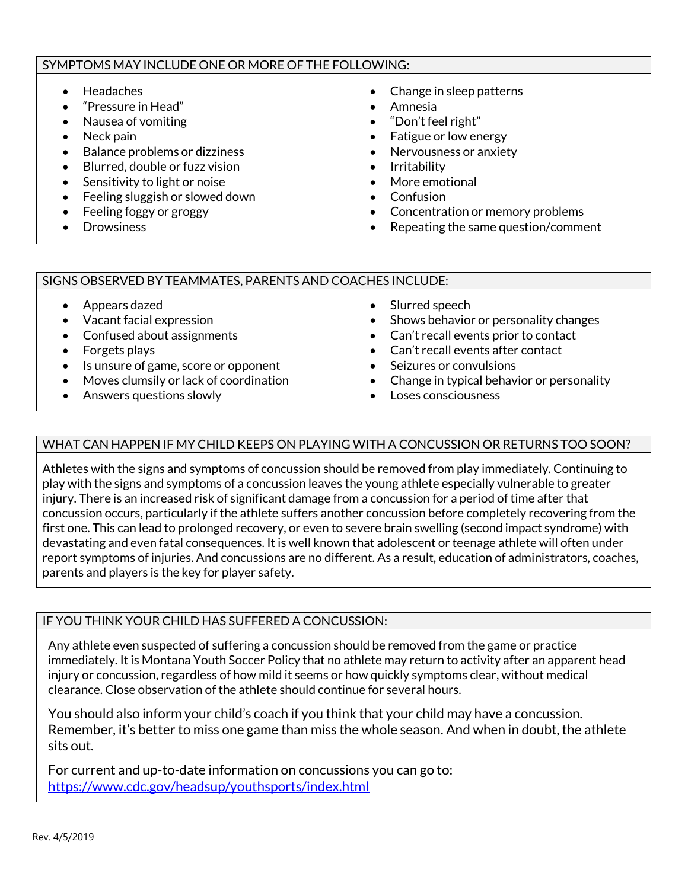## SYMPTOMS MAY INCLUDE ONE OR MORE OF THE FOLLOWING:

- Headaches
- "Pressure in Head"
- Nausea of vomiting
- Neck pain
- Balance problems or dizziness
- Blurred, double or fuzz vision
- Sensitivity to light or noise
- Feeling sluggish or slowed down
- Feeling foggy or groggy
- Drowsiness
- Change in sleep patterns
- Amnesia
- "Don't feel right"
- Fatigue or low energy
- Nervousness or anxiety
- Irritability
- More emotional
- Confusion
- Concentration or memory problems
- Repeating the same question/comment

## SIGNS OBSERVED BY TEAMMATES, PARENTS AND COACHES INCLUDE:

- Appears dazed
- Vacant facial expression
- Confused about assignments
- Forgets plays
- Is unsure of game, score or opponent
- Moves clumsily or lack of coordination
- Answers questions slowly
- Slurred speech
- Shows behavior or personality changes
- Can't recall events prior to contact
- Can't recall events after contact
- Seizures or convulsions
- Change in typical behavior or personality
- Loses consciousness

## WHAT CAN HAPPEN IF MY CHILD KEEPS ON PLAYING WITH A CONCUSSION OR RETURNS TOO SOON?

Athletes with the signs and symptoms of concussion should be removed from play immediately. Continuing to play with the signs and symptoms of a concussion leaves the young athlete especially vulnerable to greater injury. There is an increased risk of significant damage from a concussion for a period of time after that concussion occurs, particularly if the athlete suffers another concussion before completely recovering from the first one. This can lead to prolonged recovery, or even to severe brain swelling (second impact syndrome) with devastating and even fatal consequences. It is well known that adolescent or teenage athlete will often under report symptoms of injuries. And concussions are no different. As a result, education of administrators, coaches, parents and players is the key for player safety.

## IF YOU THINK YOUR CHILD HAS SUFFERED A CONCUSSION:

Any athlete even suspected of suffering a concussion should be removed from the game or practice immediately. It is Montana Youth Soccer Policy that no athlete may return to activity after an apparent head injury or concussion, regardless of how mild it seems or how quickly symptoms clear, without medical clearance. Close observation of the athlete should continue for several hours.

You should also inform your child's coach if you think that your child may have a concussion. Remember, it's better to miss one game than miss the whole season. And when in doubt, the athlete sits out.

For current and up-to-date information on concussions you can go to:
https://www.cdc.gov/headsup/youthsports/index.html

Rev. 4/5/2019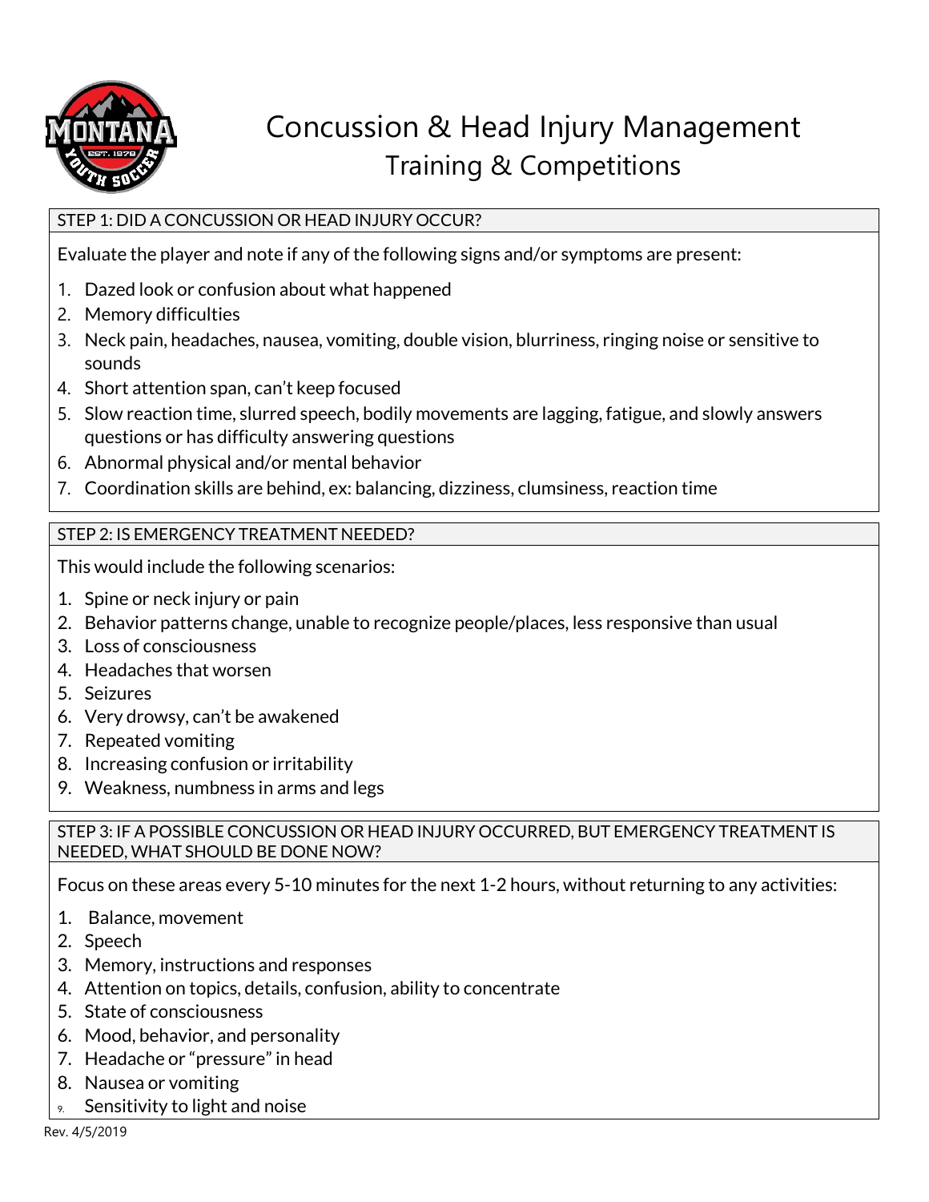# Concussion & Head Injury Management

## Training & Competitions

### STEP 1: DID A CONCUSSION OR HEAD INJURY OCCUR?

Evaluate the player and note if any of the following signs and/or symptoms are present:

1. Dazed look or confusion about what happened
2. Memory difficulties
3. Neck pain, headaches, nausea, vomiting, double vision, blurriness, ringing noise or sensitive to sounds
4. Short attention span, can't keep focused
5. Slow reaction time, slurred speech, bodily movements are lagging, fatigue, and slowly answers questions or has difficulty answering questions
6. Abnormal physical and/or mental behavior
7. Coordination skills are behind, ex: balancing, dizziness, clumsiness, reaction time

### STEP 2: IS EMERGENCY TREATMENT NEEDED?

This would include the following scenarios:

1. Spine or neck injury or pain
2. Behavior patterns change, unable to recognize people/places, less responsive than usual
3. Loss of consciousness
4. Headaches that worsen
5. Seizures
6. Very drowsy, can't be awakened
7. Repeated vomiting
8. Increasing confusion or irritability
9. Weakness, numbness in arms and legs

### STEP 3: IF A POSSIBLE CONCUSSION OR HEAD INJURY OCCURRED, BUT EMERGENCY TREATMENT IS NEEDED, WHAT SHOULD BE DONE NOW?

Focus on these areas every 5-10 minutes for the next 1-2 hours, without returning to any activities:

1. Balance, movement
2. Speech
3. Memory, instructions and responses
4. Attention on topics, details, confusion, ability to concentrate
5. State of consciousness
6. Mood, behavior, and personality
7. Headache or "pressure" in head
8. Nausea or vomiting
9. Sensitivity to light and noise

Rev. 4/5/2019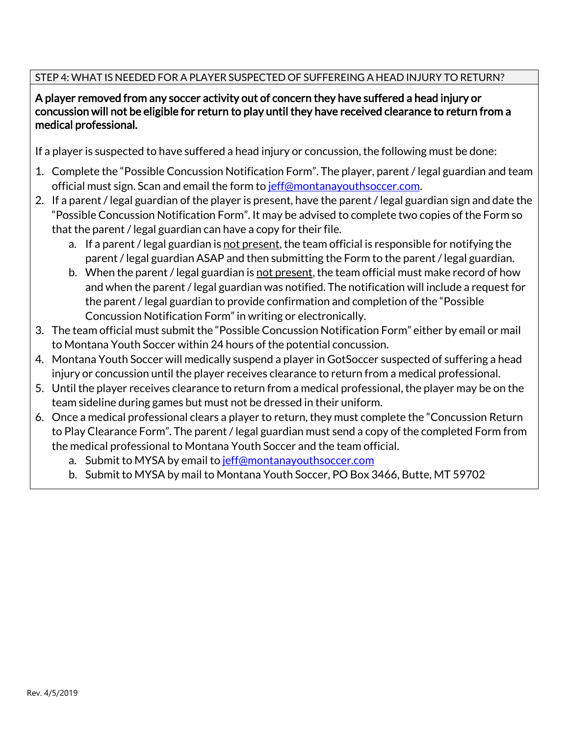## STEP 4: WHAT IS NEEDED FOR A PLAYER SUSPECTED OF SUFFEREING A HEAD INJURY TO RETURN?

**A player removed from any soccer activity out of concern they have suffered a head injury or concussion will not be eligible for return to play until they have received clearance to return from a medical professional.**

If a player is suspected to have suffered a head injury or concussion, the following must be done:

1. Complete the "Possible Concussion Notification Form". The player, parent / legal guardian and team official must sign. Scan and email the form to jeff@montanayouthsoccer.com.
2. If a parent / legal guardian of the player is present, have the parent / legal guardian sign and date the "Possible Concussion Notification Form". It may be advised to complete two copies of the Form so that the parent / legal guardian can have a copy for their file.
   a. If a parent / legal guardian is <u>not present</u>, the team official is responsible for notifying the parent / legal guardian ASAP and then submitting the Form to the parent / legal guardian.
   b. When the parent / legal guardian is <u>not present</u>, the team official must make record of how and when the parent / legal guardian was notified. The notification will include a request for the parent / legal guardian to provide confirmation and completion of the "Possible Concussion Notification Form" in writing or electronically.
3. The team official must submit the "Possible Concussion Notification Form" either by email or mail to Montana Youth Soccer within 24 hours of the potential concussion.
4. Montana Youth Soccer will medically suspend a player in GotSoccer suspected of suffering a head injury or concussion until the player receives clearance to return from a medical professional.
5. Until the player receives clearance to return from a medical professional, the player may be on the team sideline during games but must not be dressed in their uniform.
6. Once a medical professional clears a player to return, they must complete the "Concussion Return to Play Clearance Form". The parent / legal guardian must send a copy of the completed Form from the medical professional to Montana Youth Soccer and the team official.
   a. Submit to MYSA by email to jeff@montanayouthsoccer.com
   b. Submit to MYSA by mail to Montana Youth Soccer, PO Box 3466, Butte, MT 59702

Rev. 4/5/2019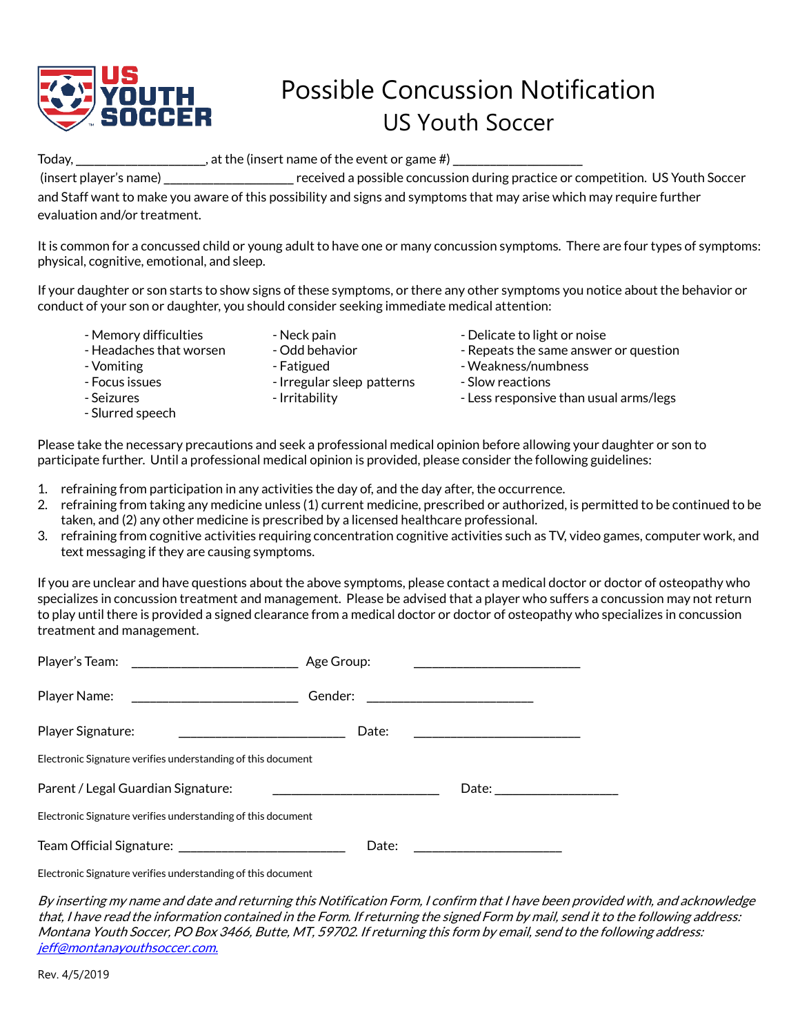# Possible Concussion Notification

## US Youth Soccer

Today, ___________________, at the (insert name of the event or game #) ___________________ (insert player's name) ___________________ received a possible concussion during practice or competition. US Youth Soccer and Staff want to make you aware of this possibility and signs and symptoms that may arise which may require further evaluation and/or treatment.

It is common for a concussed child or young adult to have one or many concussion symptoms. There are four types of symptoms: physical, cognitive, emotional, and sleep.

If your daughter or son starts to show signs of these symptoms, or there any other symptoms you notice about the behavior or conduct of your son or daughter, you should consider seeking immediate medical attention:

- Memory difficulties
- Headaches that worsen
- Vomiting
- Focus issues
- Seizures
- Slurred speech
- Neck pain
- Odd behavior
- Fatigued
- Irregular sleep patterns
- Irritability
- Delicate to light or noise
- Repeats the same answer or question
- Weakness/numbness
- Slow reactions
- Less responsive than usual arms/legs

Please take the necessary precautions and seek a professional medical opinion before allowing your daughter or son to participate further. Until a professional medical opinion is provided, please consider the following guidelines:

1. refraining from participation in any activities the day of, and the day after, the occurrence.
2. refraining from taking any medicine unless (1) current medicine, prescribed or authorized, is permitted to be continued to be taken, and (2) any other medicine is prescribed by a licensed healthcare professional.
3. refraining from cognitive activities requiring concentration cognitive activities such as TV, video games, computer work, and text messaging if they are causing symptoms.

If you are unclear and have questions about the above symptoms, please contact a medical doctor or doctor of osteopathy who specializes in concussion treatment and management. Please be advised that a player who suffers a concussion may not return to play until there is provided a signed clearance from a medical doctor or doctor of osteopathy who specializes in concussion treatment and management.

Player's Team: ________________________ Age Group: ________________________

Player Name: ________________________ Gender: ________________________

Player Signature: ________________________ Date: ________________________

Electronic Signature verifies understanding of this document

Parent / Legal Guardian Signature: ________________________ Date: __________________

Electronic Signature verifies understanding of this document

Team Official Signature: ________________________ Date: ______________________

Electronic Signature verifies understanding of this document

*By inserting my name and date and returning this Notification Form, I confirm that I have been provided with, and acknowledge that, I have read the information contained in the Form. If returning the signed Form by mail, send it to the following address: Montana Youth Soccer, PO Box 3466, Butte, MT, 59702. If returning this form by email, send to the following address: jeff@montanayouthsoccer.com.*

Rev. 4/5/2019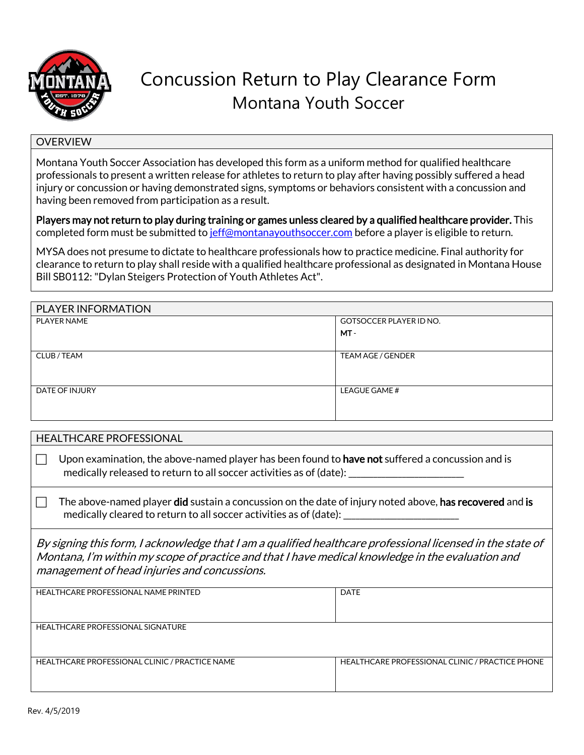# Concussion Return to Play Clearance Form

## Montana Youth Soccer

| OVERVIEW |
|---|
| Montana Youth Soccer Association has developed this form as a uniform method for qualified healthcare professionals to present a written release for athletes to return to play after having possibly suffered a head injury or concussion or having demonstrated signs, symptoms or behaviors consistent with a concussion and having been removed from participation as a result.<br><br>**Players may not return to play during training or games unless cleared by a qualified healthcare provider.** This completed form must be submitted to jeff@montanayouthsoccer.com before a player is eligible to return.<br><br>MYSA does not presume to dictate to healthcare professionals how to practice medicine. Final authority for clearance to return to play shall reside with a qualified healthcare professional as designated in Montana House Bill SB0112: "Dylan Steigers Protection of Youth Athletes Act". |

| PLAYER INFORMATION | |
|---|---|
| PLAYER NAME | GOTSOCCER PLAYER ID NO.<br>**MT** - |
| CLUB / TEAM | TEAM AGE / GENDER |
| DATE OF INJURY | LEAGUE GAME # |

| HEALTHCARE PROFESSIONAL | |
|---|---|
| ☐ Upon examination, the above-named player has been found to **have not** suffered a concussion and is medically released to return to all soccer activities as of (date): ______________________ | |
| ☐ The above-named player **did** sustain a concussion on the date of injury noted above, **has recovered** and **is** medically cleared to return to all soccer activities as of (date): ______________________ | |
| *By signing this form, I acknowledge that I am a qualified healthcare professional licensed in the state of Montana, I'm within my scope of practice and that I have medical knowledge in the evaluation and management of head injuries and concussions.* | |
| HEALTHCARE PROFESSIONAL NAME PRINTED | DATE |
| HEALTHCARE PROFESSIONAL SIGNATURE | |
| HEALTHCARE PROFESSIONAL CLINIC / PRACTICE NAME | HEALTHCARE PROFESSIONAL CLINIC / PRACTICE PHONE |

Rev. 4/5/2019